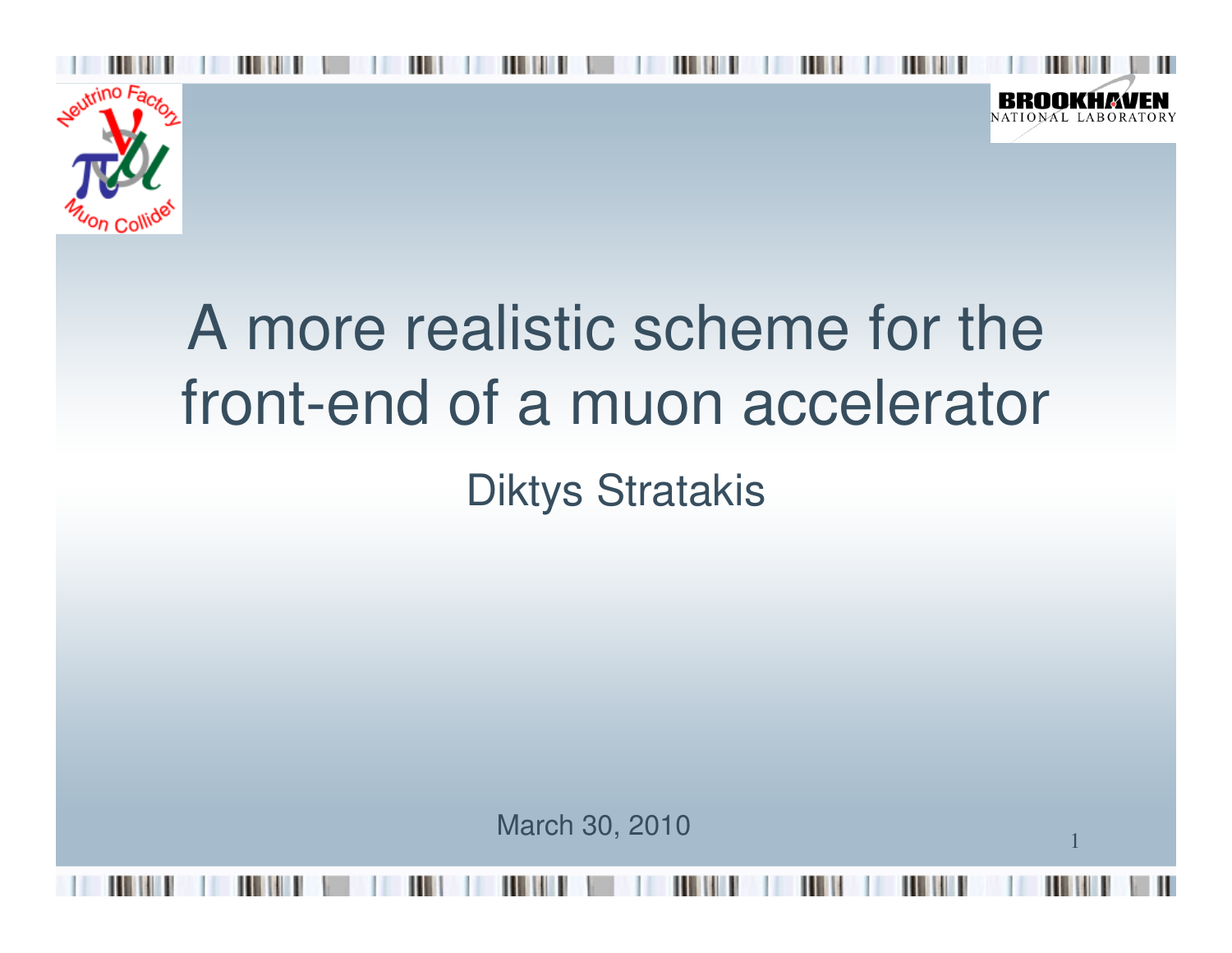# A more realistic scheme for the front-end of a muon accelerator

Diktys Stratakis

March 30, 2010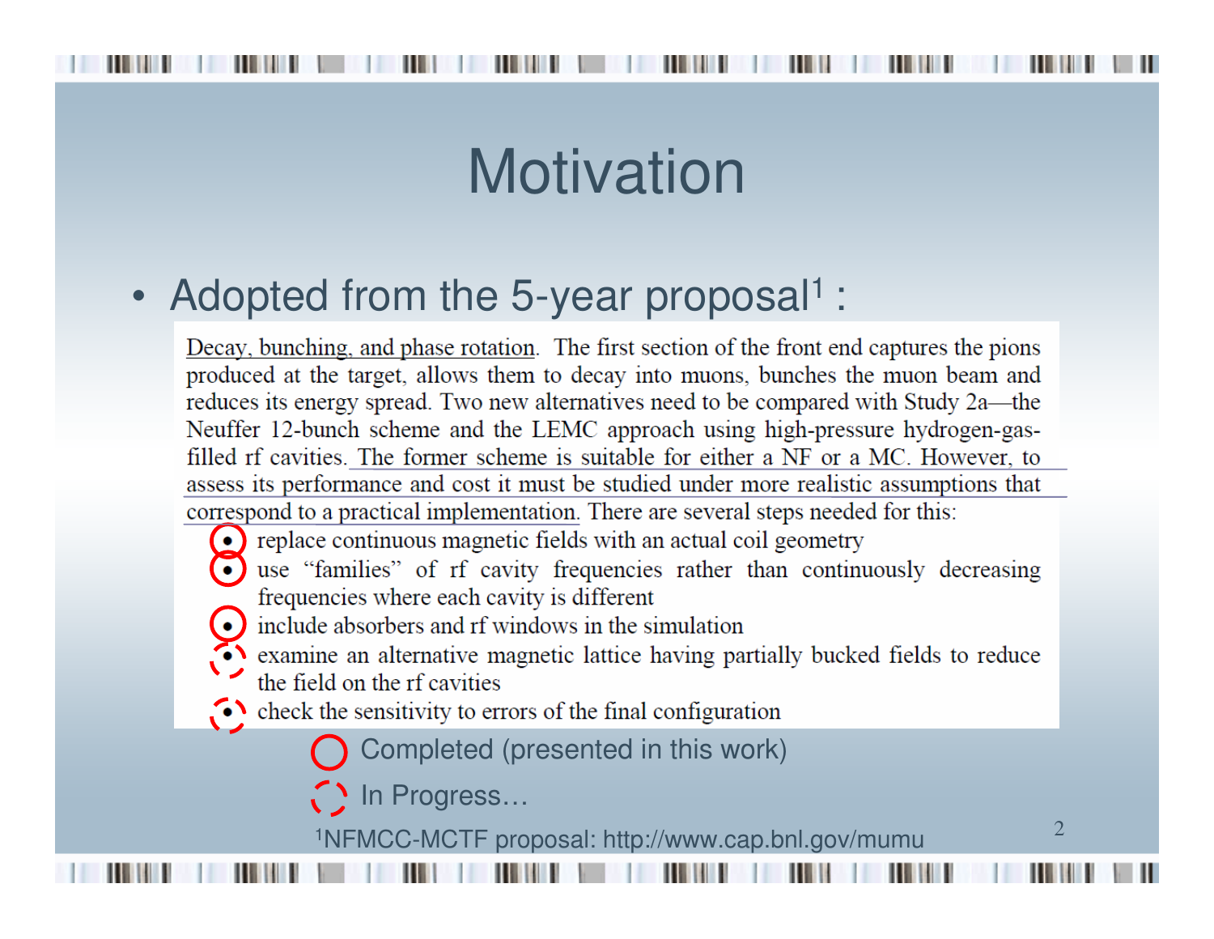# Motivation

- Adopted from the 5-year proposal[1] :

> Decay, bunching, and phase rotation. The first section of the front end captures the pions produced at the target, allows them to decay into muons, bunches the muon beam and reduces its energy spread. Two new alternatives need to be compared with Study 2a—the Neuffer 12-bunch scheme and the LEMC approach using high-pressure hydrogen-gas-filled rf cavities. The former scheme is suitable for either a NF or a MC. However, to assess its performance and cost it must be studied under more realistic assumptions that correspond to a practical implementation. There are several steps needed for this:
>
> - replace continuous magnetic fields with an actual coil geometry
> - use "families" of rf cavity frequencies rather than continuously decreasing frequencies where each cavity is different
> - include absorbers and rf windows in the simulation
> - examine an alternative magnetic lattice having partially bucked fields to reduce the field on the rf cavities
> - check the sensitivity to errors of the final configuration

Solid circle: Completed (presented in this work) — first three items

Dashed circle: In Progress… — last two items

[1]NFMCC-MCTF proposal: http://www.cap.bnl.gov/mumu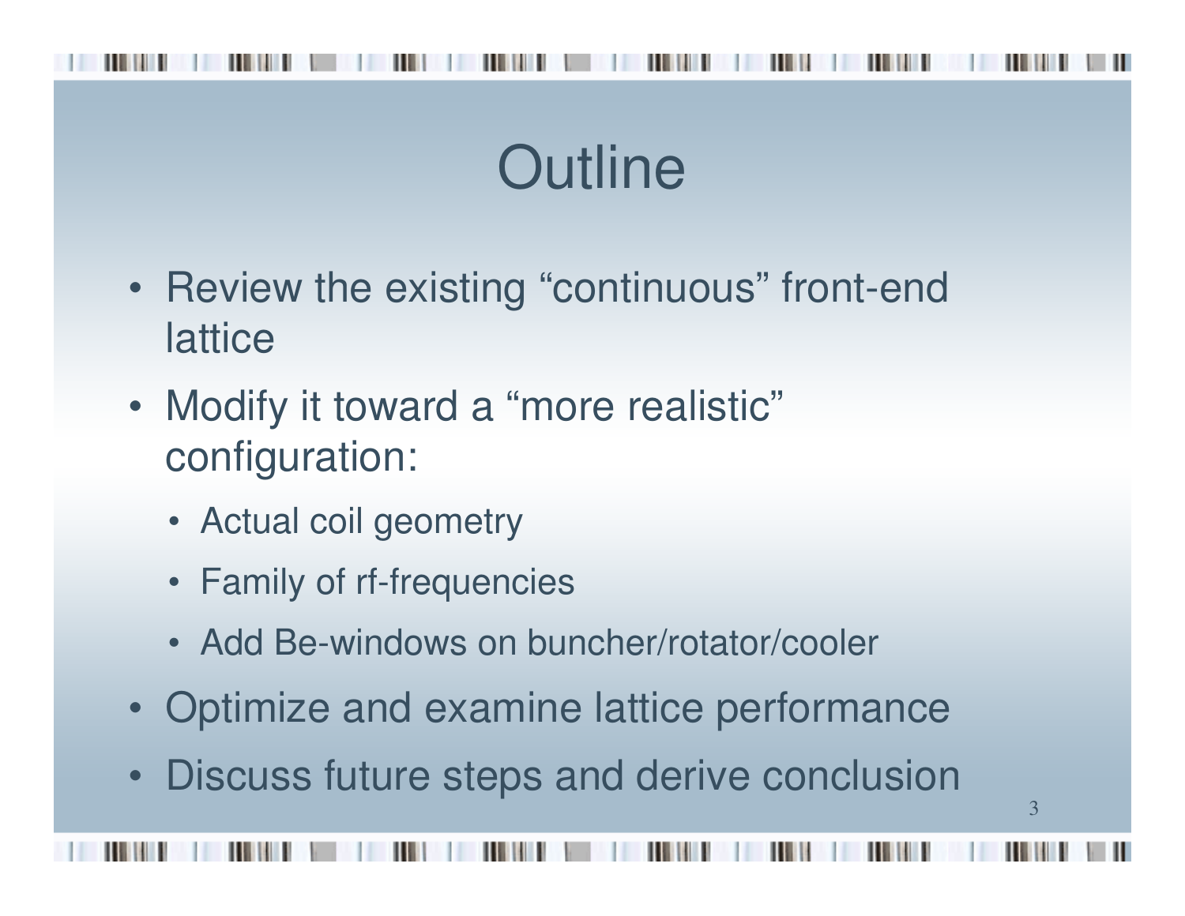# Outline

- Review the existing “continuous” front-end lattice
- Modify it toward a “more realistic” configuration:
  - Actual coil geometry
  - Family of rf-frequencies
  - Add Be-windows on buncher/rotator/cooler
- Optimize and examine lattice performance
- Discuss future steps and derive conclusion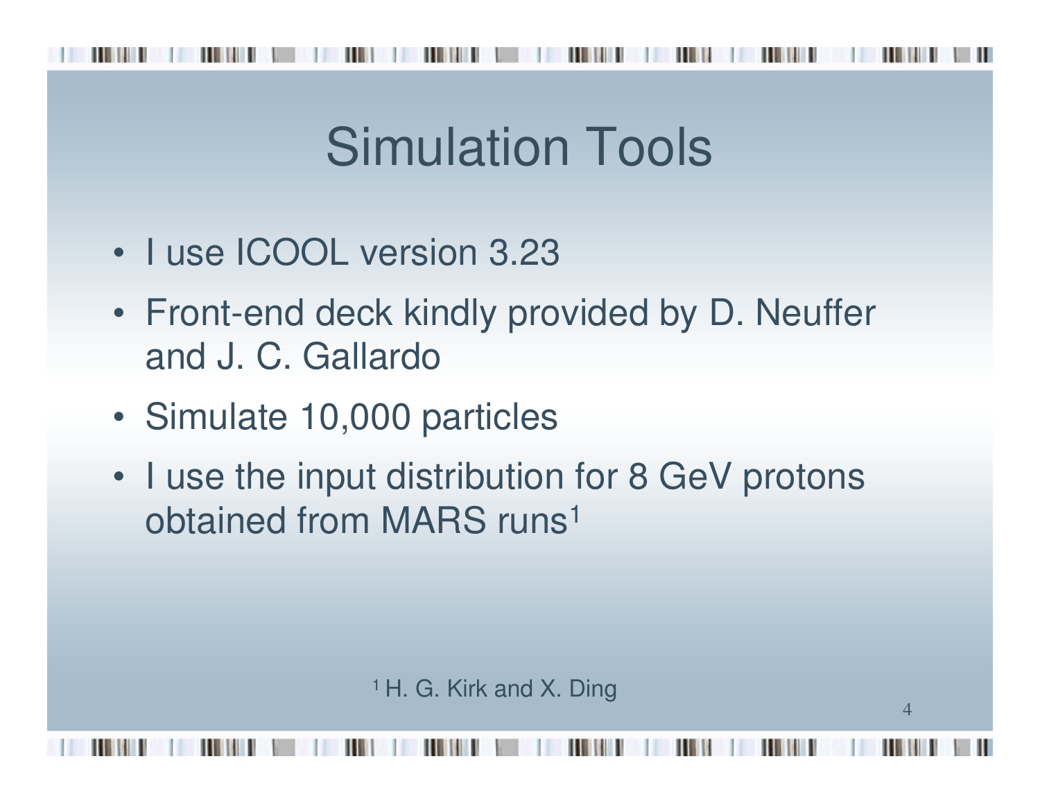# Simulation Tools

- I use ICOOL version 3.23
- Front-end deck kindly provided by D. Neuffer and J. C. Gallardo
- Simulate 10,000 particles
- I use the input distribution for 8 GeV protons obtained from MARS runs[1]

[1] H. G. Kirk and X. Ding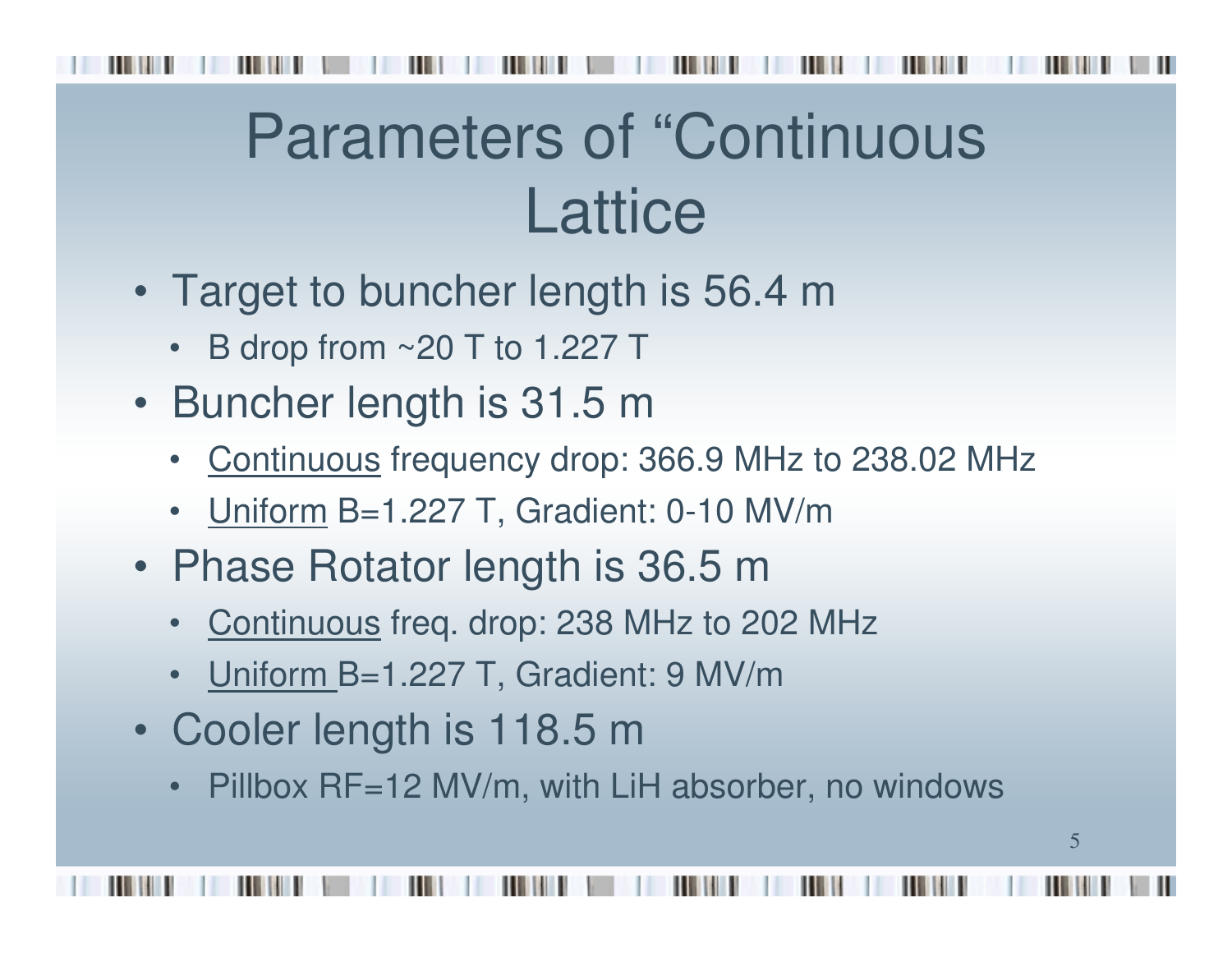# Parameters of “Continuous Lattice

- Target to buncher length is 56.4 m
  - B drop from ~20 T to 1.227 T
- Buncher length is 31.5 m
  - <u>Continuous</u> frequency drop: 366.9 MHz to 238.02 MHz
  - <u>Uniform</u> B=1.227 T, Gradient: 0-10 MV/m
- Phase Rotator length is 36.5 m
  - <u>Continuous</u> freq. drop: 238 MHz to 202 MHz
  - <u>Uniform</u> B=1.227 T, Gradient: 9 MV/m
- Cooler length is 118.5 m
  - Pillbox RF=12 MV/m, with LiH absorber, no windows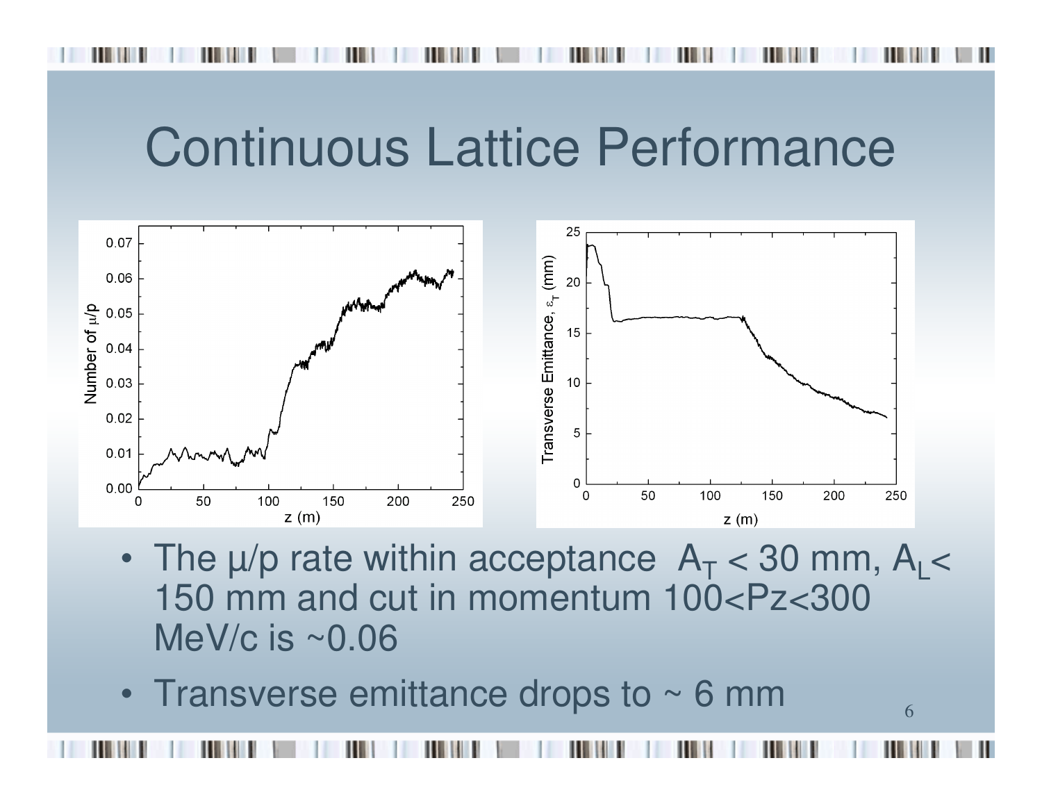# Continuous Lattice Performance

- The μ/p rate within acceptance $A_T$ < 30 mm, $A_L$< 150 mm and cut in momentum 100<Pz<300 MeV/c is ~0.06
- Transverse emittance drops to ~ 6 mm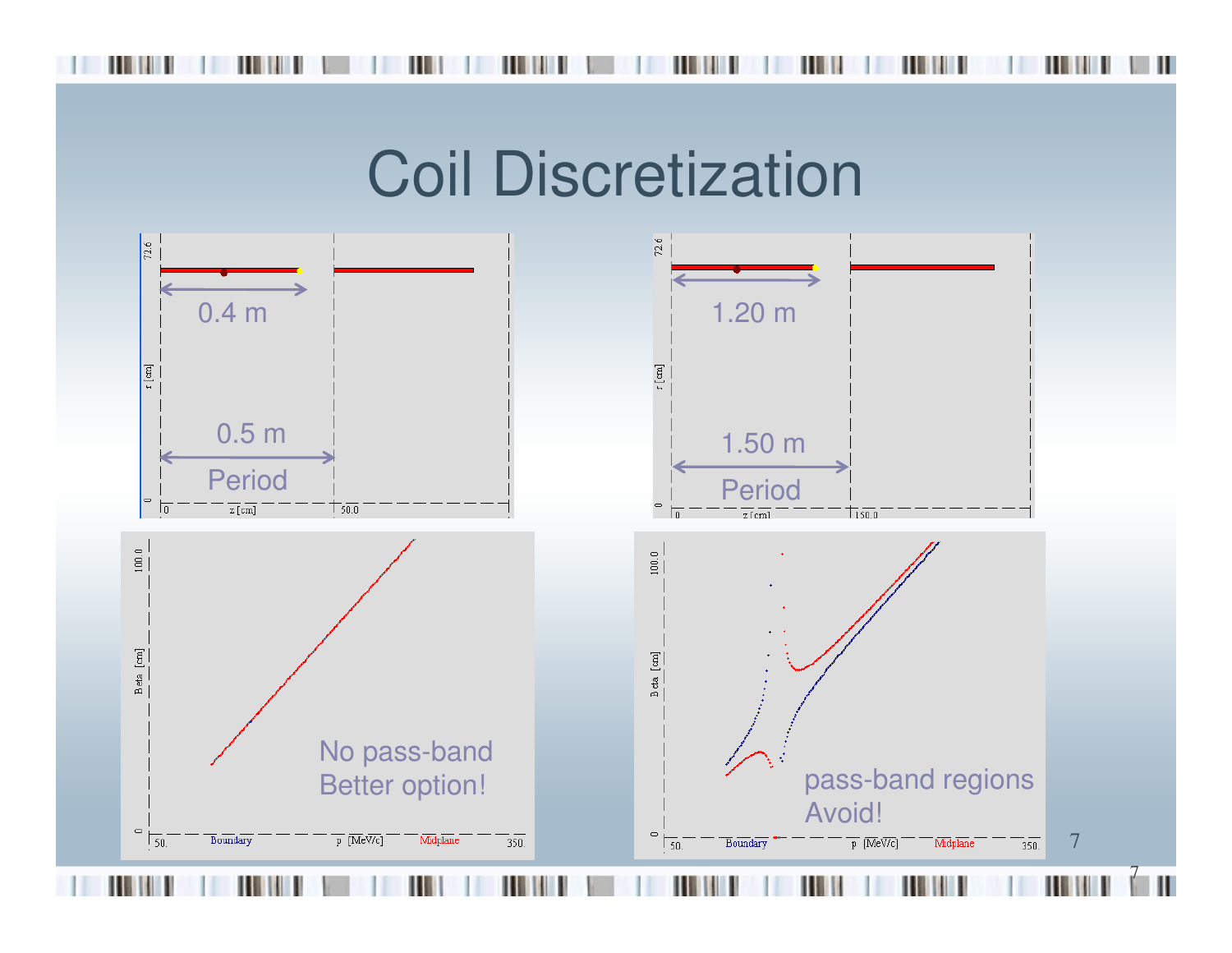# Coil Discretization

0.4 m

0.5 m

Period

1.20 m

1.50 m

Period

No pass-band
Better option!

pass-band regions
Avoid!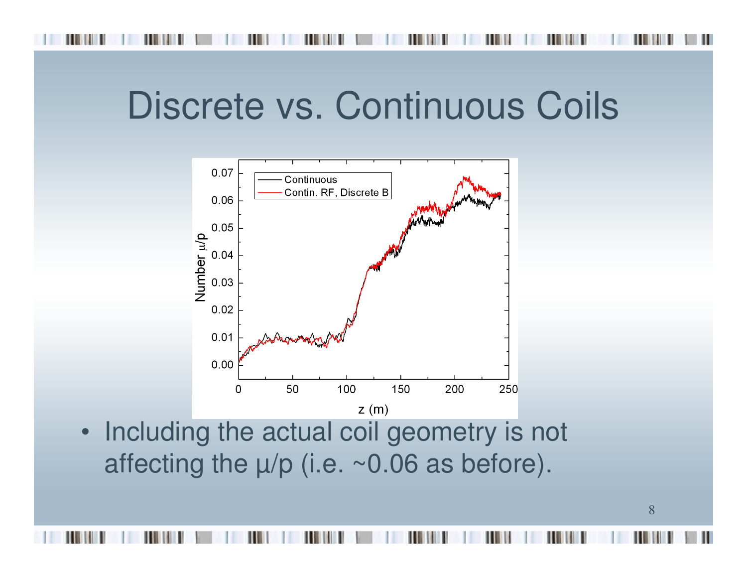# Discrete vs. Continuous Coils

- Including the actual coil geometry is not affecting the μ/p (i.e. ~0.06 as before).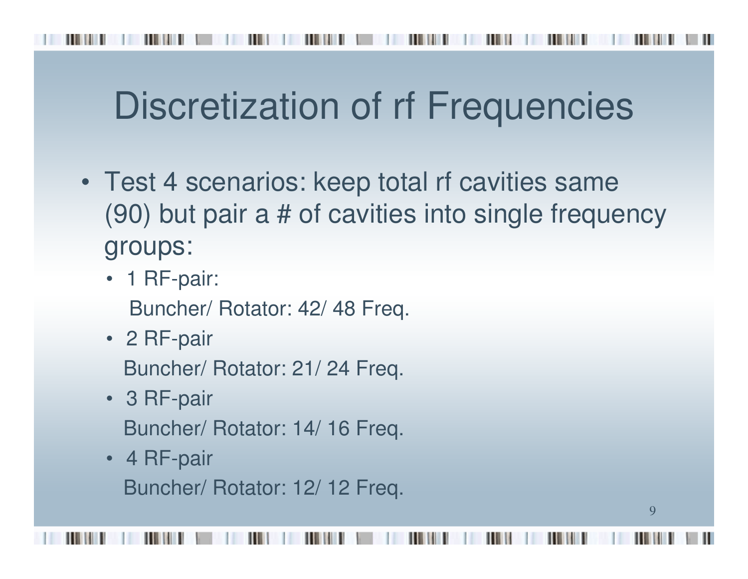# Discretization of rf Frequencies

- Test 4 scenarios: keep total rf cavities same (90) but pair a # of cavities into single frequency groups:
  - 1 RF-pair:
    Buncher/ Rotator: 42/ 48 Freq.
  - 2 RF-pair
    Buncher/ Rotator: 21/ 24 Freq.
  - 3 RF-pair
    Buncher/ Rotator: 14/ 16 Freq.
  - 4 RF-pair
    Buncher/ Rotator: 12/ 12 Freq.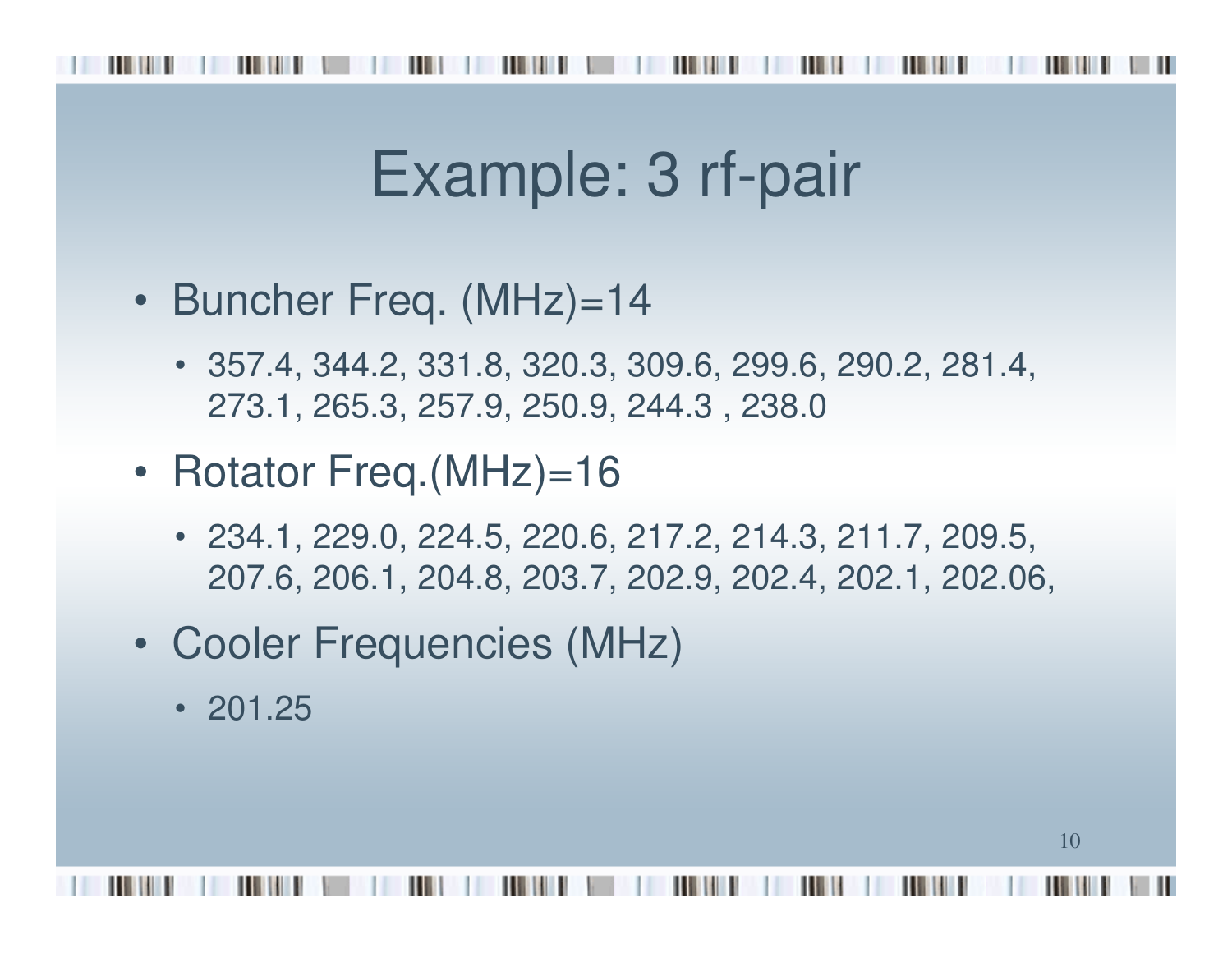# Example: 3 rf-pair

- Buncher Freq. (MHz)=14
  - 357.4, 344.2, 331.8, 320.3, 309.6, 299.6, 290.2, 281.4, 273.1, 265.3, 257.9, 250.9, 244.3 , 238.0
- Rotator Freq.(MHz)=16
  - 234.1, 229.0, 224.5, 220.6, 217.2, 214.3, 211.7, 209.5, 207.6, 206.1, 204.8, 203.7, 202.9, 202.4, 202.1, 202.06,
- Cooler Frequencies (MHz)
  - 201.25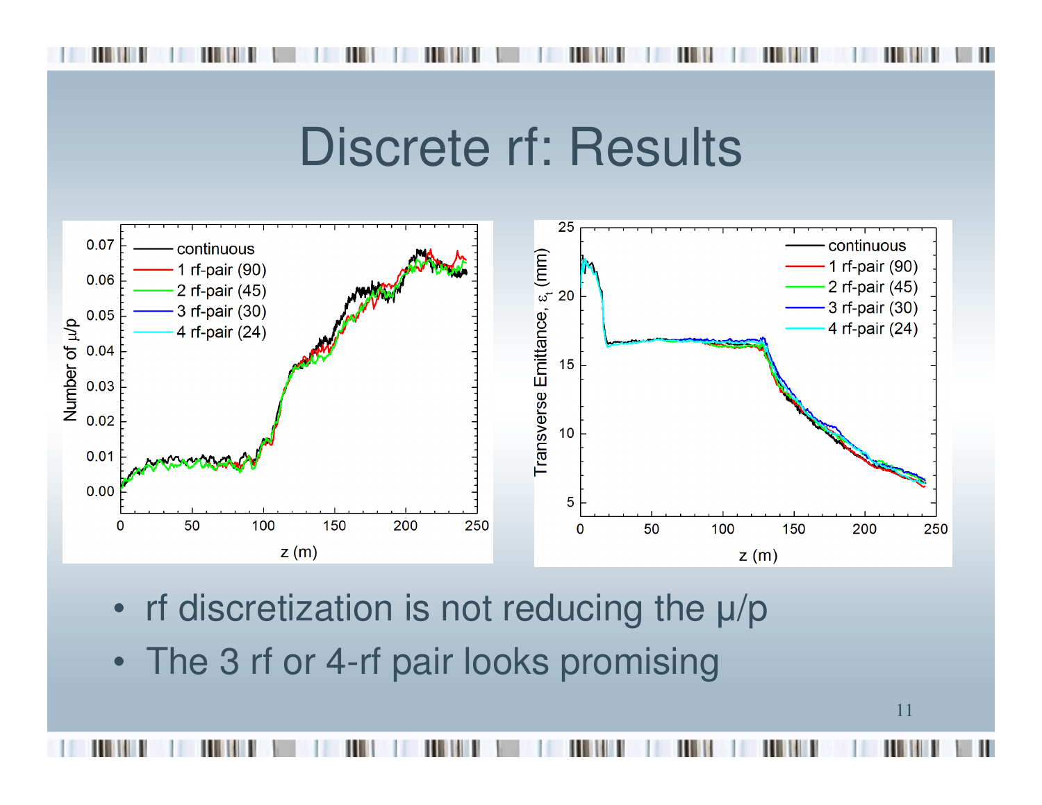# Discrete rf: Results

- rf discretization is not reducing the μ/p
- The 3 rf or 4-rf pair looks promising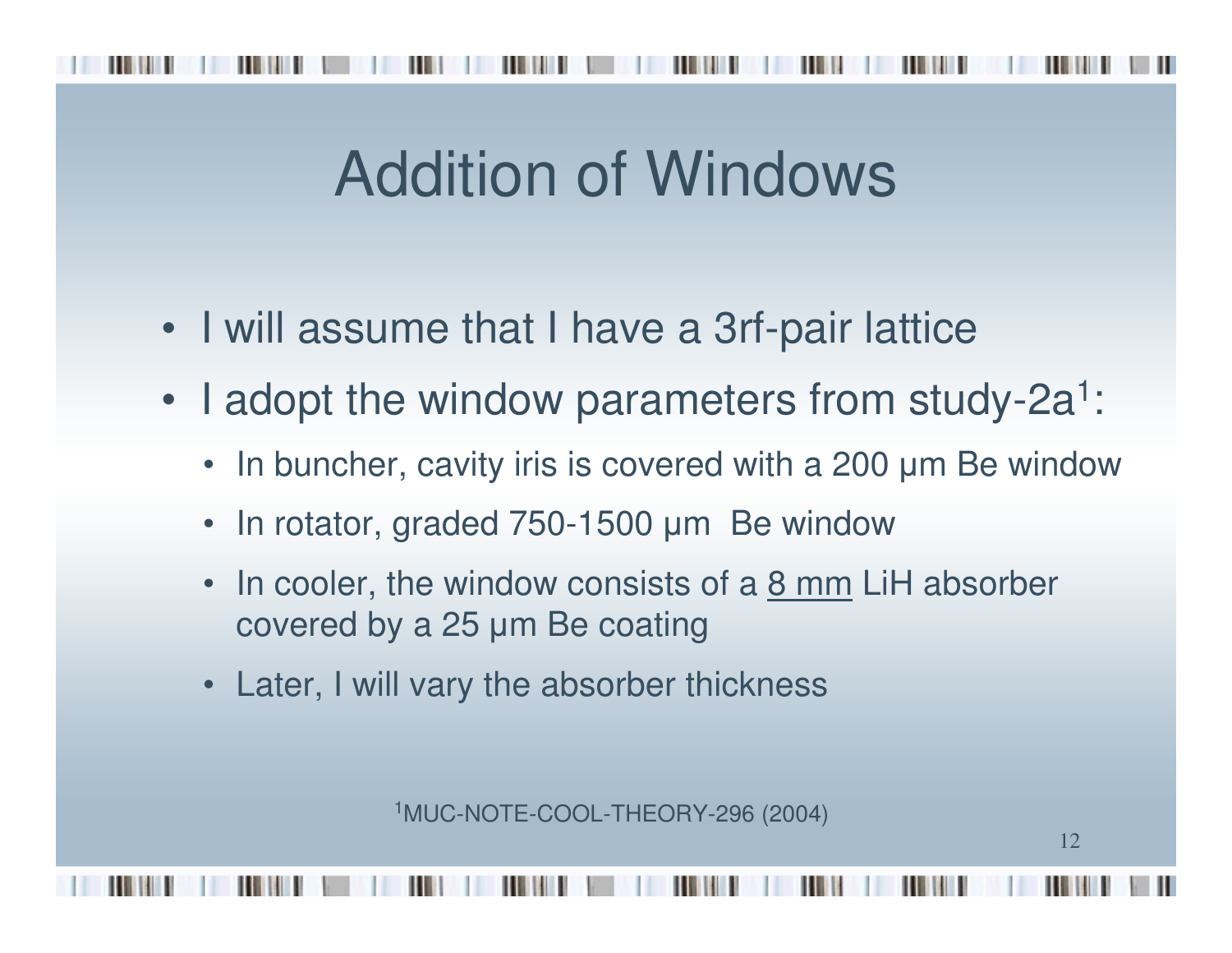# Addition of Windows

- I will assume that I have a 3rf-pair lattice
- I adopt the window parameters from study-2a[1]:
  - In buncher, cavity iris is covered with a 200 μm Be window
  - In rotator, graded 750-1500 μm Be window
  - In cooler, the window consists of a <u>8 mm</u> LiH absorber covered by a 25 μm Be coating
  - Later, I will vary the absorber thickness

[1]MUC-NOTE-COOL-THEORY-296 (2004)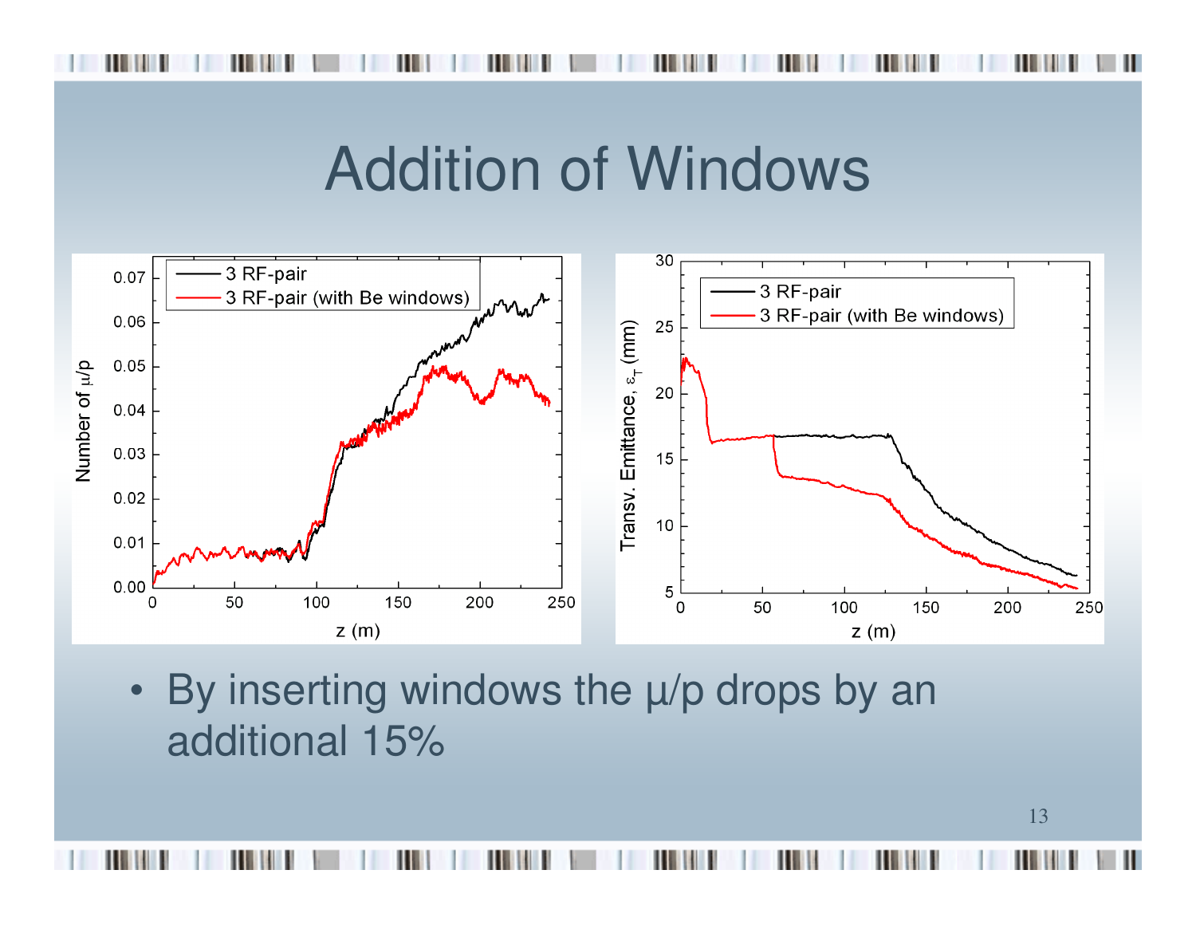# Addition of Windows

- By inserting windows the μ/p drops by an additional 15%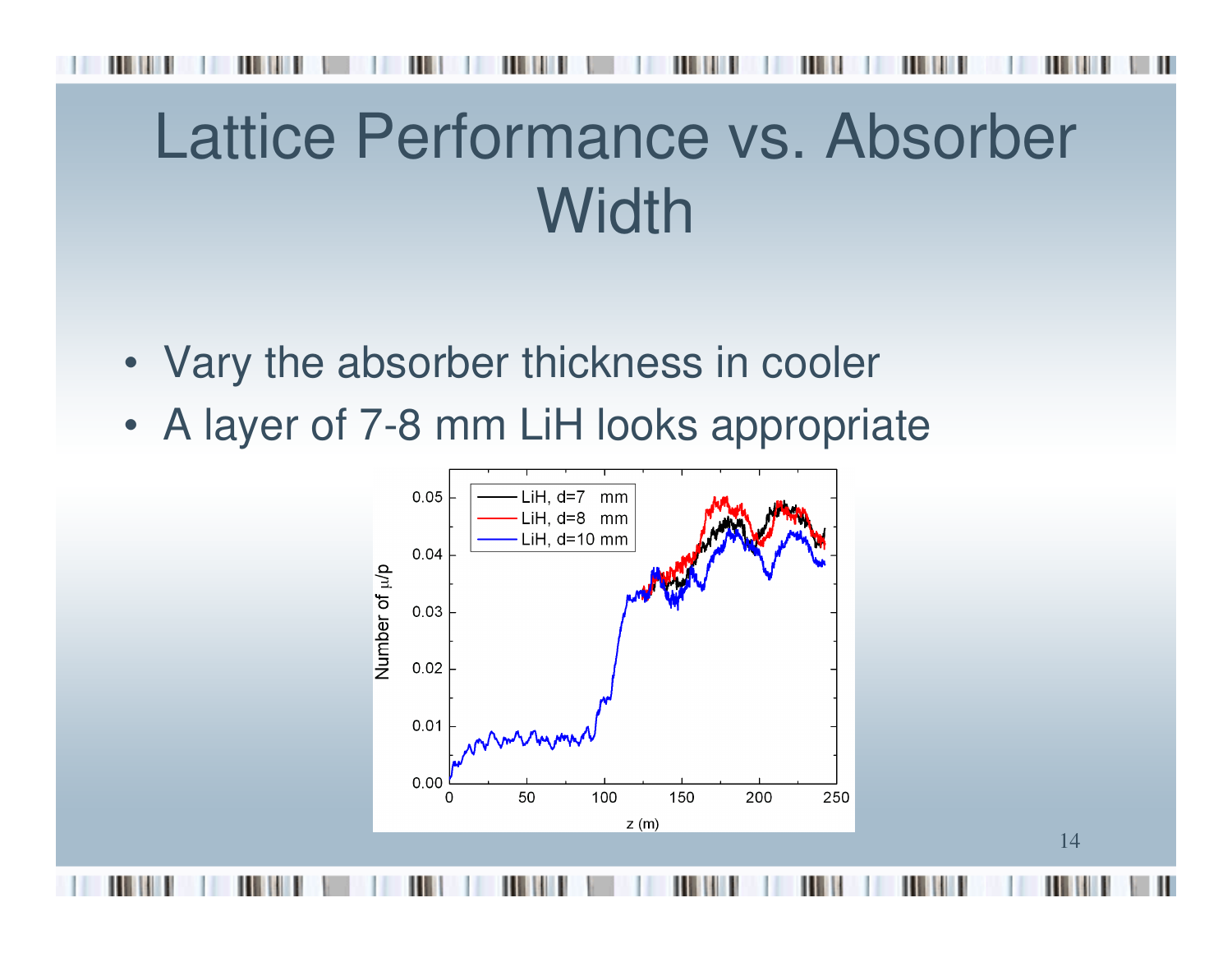# Lattice Performance vs. Absorber Width

- Vary the absorber thickness in cooler
- A layer of 7-8 mm LiH looks appropriate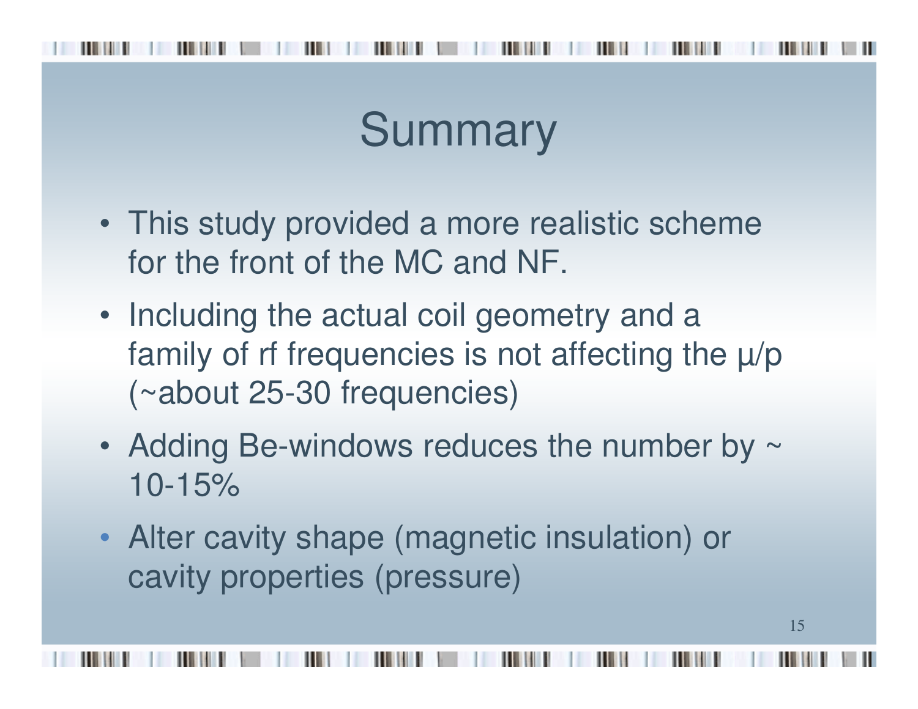# Summary

- This study provided a more realistic scheme for the front of the MC and NF.
- Including the actual coil geometry and a family of rf frequencies is not affecting the μ/p (~about 25-30 frequencies)
- Adding Be-windows reduces the number by ~ 10-15%
- Alter cavity shape (magnetic insulation) or cavity properties (pressure)